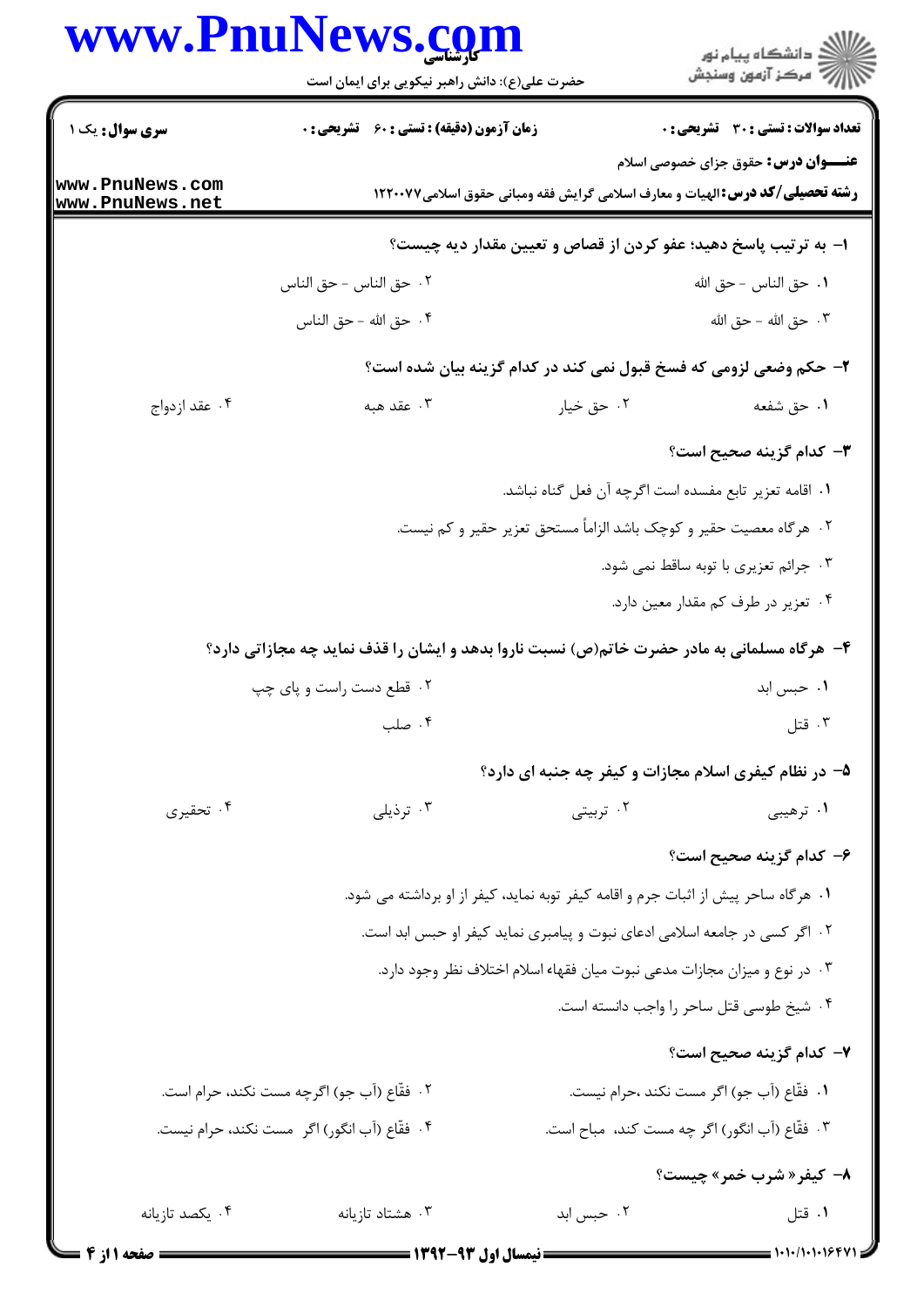**سری سوال:** یک ۱

**زمان آزمون (دقیقه) : تستی : ۶۰ تشریحی : ۰**

**تعداد سوالات : تستی : ۳۰ تشریحی : ۰**

**عنـــوان درس:** حقوق جزای خصوصی اسلام

**رشته تحصیلی/کد درس:** الهیات و معارف اسلامی گرایش فقه ومبانی حقوق اسلامی۱۲۲۰۰۷۷

**۱- به ترتیب پاسخ دهید؛ عفو کردن از قصاص و تعیین مقدار دیه چیست؟**

۱. حق الناس - حق الله

۲. حق الناس - حق الناس

۳. حق الله - حق الله

۴. حق الله - حق الناس

**۲- حکم وضعی لزومی که فسخ قبول نمی کند در کدام گزینه بیان شده است؟**

۱. حق شفعه

۲. حق خیار

۳. عقد هبه

۴. عقد ازدواج

**۳- کدام گزینه صحیح است؟**

۱. اقامه تعزیر تابع مفسده است اگرچه آن فعل گناه نباشد.

۲. هرگاه معصیت حقیر و کوچک باشد الزاماً مستحق تعزیر حقیر و کم نیست.

۳. جرائم تعزیری با توبه ساقط نمی شود.

۴. تعزیر در طرف کم مقدار معین دارد.

**۴- هرگاه مسلمانی به مادر حضرت خاتم(ص) نسبت ناروا بدهد و ایشان را قذف نماید چه مجازاتی دارد؟**

۱. حبس ابد

۲. قطع دست راست و پای چپ

۳. قتل

۴. صلب

**۵- در نظام کیفری اسلام مجازات و کیفر چه جنبه ای دارد؟**

۱. ترهیبی

۲. تربیتی

۳. ترذیلی

۴. تحقیری

**۶- کدام گزینه صحیح است؟**

۱. هرگاه ساحر پیش از اثبات جرم و اقامه کیفر توبه نماید، کیفر از او برداشته می شود.

۲. اگر کسی در جامعه اسلامی ادعای نبوت و پیامبری نماید کیفر او حبس ابد است.

۳. در نوع و میزان مجازات مدعی نبوت میان فقهاء اسلام اختلاف نظر وجود دارد.

۴. شیخ طوسی قتل ساحر را واجب دانسته است.

**۷- کدام گزینه صحیح است؟**

۱. فقّاع (آب جو) اگر مست نکند ،حرام نیست.

۲. فقّاع (آب جو) اگرچه مست نکند، حرام است.

۳. فقّاع (آب انگور) اگر چه مست کند، مباح است.

۴. فقّاع (آب انگور) اگر مست نکند، حرام نیست.

**۸- کیفر« شرب خمر» چیست؟**

۱. قتل

۲. حبس ابد

۳. هشتاد تازیانه

۴. یکصد تازیانه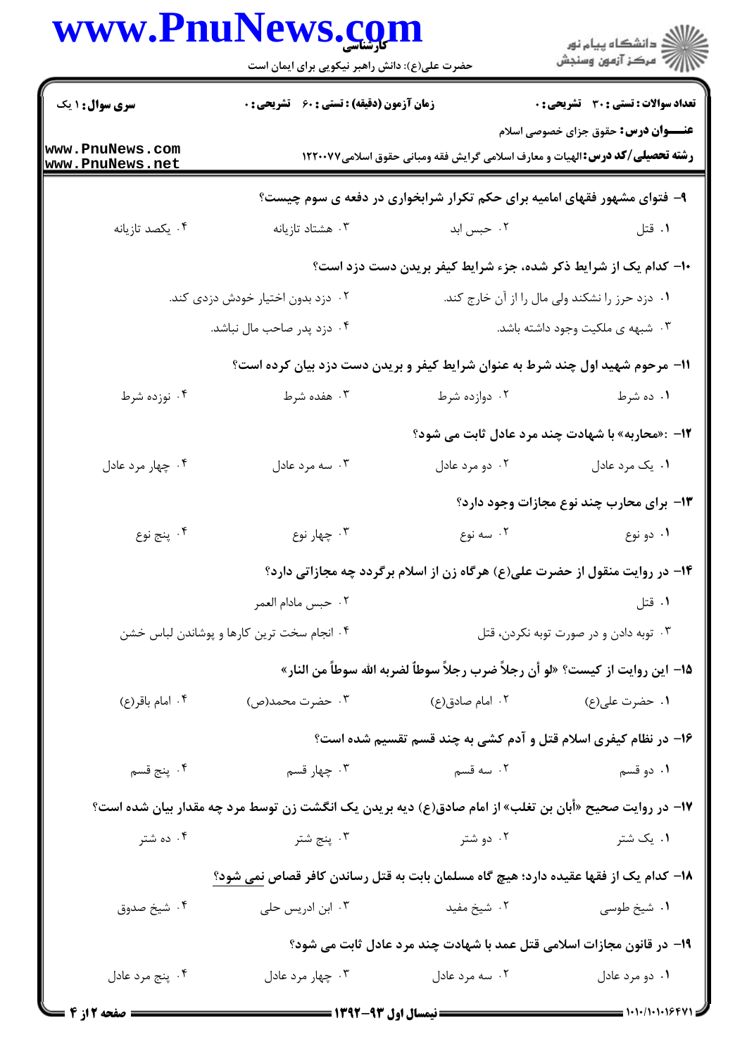**سری سوال:** ۱ یک | **زمان آزمون (دقیقه) : تستی :** ۶۰ **تشریحی :** ۰ | **تعداد سوالات : تستی :** ۳۰ **تشریحی :** ۰

**عنـــوان درس:** حقوق جزای خصوصی اسلام

**رشته تحصیلی/کد درس:** الهیات و معارف اسلامی گرایش فقه ومبانی حقوق اسلامی۱۲۲۰۰۷۷

۹- فتوای مشهور فقهای امامیه برای حکم تکرار شرابخواری در دفعه ی سوم چیست؟

۱. قتل
۲. حبس ابد
۳. هشتاد تازیانه
۴. یکصد تازیانه

۱۰- کدام یک از شرایط ذکر شده، جزء شرایط کیفر بریدن دست دزد است؟

۱. دزد حرز را نشکند ولی مال را از آن خارج کند.
۲. دزد بدون اختیار خودش دزدی کند.
۳. شبهه ی ملکیت وجود داشته باشد.
۴. دزد پدر صاحب مال نباشد.

۱۱- مرحوم شهید اول چند شرط به عنوان شرایط کیفر و بریدن دست دزد بیان کرده است؟

۱. ده شرط
۲. دوازده شرط
۳. هفده شرط
۴. نوزده شرط

۱۲- :«محاربه» با شهادت چند مرد عادل ثابت می شود؟

۱. یک مرد عادل
۲. دو مرد عادل
۳. سه مرد عادل
۴. چهار مرد عادل

۱۳- برای محارب چند نوع مجازات وجود دارد؟

۱. دو نوع
۲. سه نوع
۳. چهار نوع
۴. پنج نوع

۱۴- در روایت منقول از حضرت علی(ع) هرگاه زن از اسلام برگردد چه مجازاتی دارد؟

۱. قتل
۲. حبس مادام العمر
۳. توبه دادن و در صورت توبه نکردن، قتل
۴. انجام سخت ترین کارها و پوشاندن لباس خشن

۱۵- این روایت از کیست؟ «لو أن رجلاً ضرب رجلاً سوطاً لضربه الله سوطاً من النار»

۱. حضرت علی(ع)
۲. امام صادق(ع)
۳. حضرت محمد(ص)
۴. امام باقر(ع)

۱۶- در نظام کیفری اسلام قتل و آدم کشی به چند قسم تقسیم شده است؟

۱. دو قسم
۲. سه قسم
۳. چهار قسم
۴. پنج قسم

۱۷- در روایت صحیح «أبان بن تغلب» از امام صادق(ع) دیه بریدن یک انگشت زن توسط مرد چه مقدار بیان شده است؟

۱. یک شتر
۲. دو شتر
۳. پنج شتر
۴. ده شتر

۱۸- کدام یک از فقها عقیده دارد؛ هیچ گاه مسلمان بابت به قتل رساندن کافر قصاص نمی شود؟

۱. شیخ طوسی
۲. شیخ مفید
۳. ابن ادریس حلی
۴. شیخ صدوق

۱۹- در قانون مجازات اسلامی قتل عمد با شهادت چند مرد عادل ثابت می شود؟

۱. دو مرد عادل
۲. سه مرد عادل
۳. چهار مرد عادل
۴. پنج مرد عادل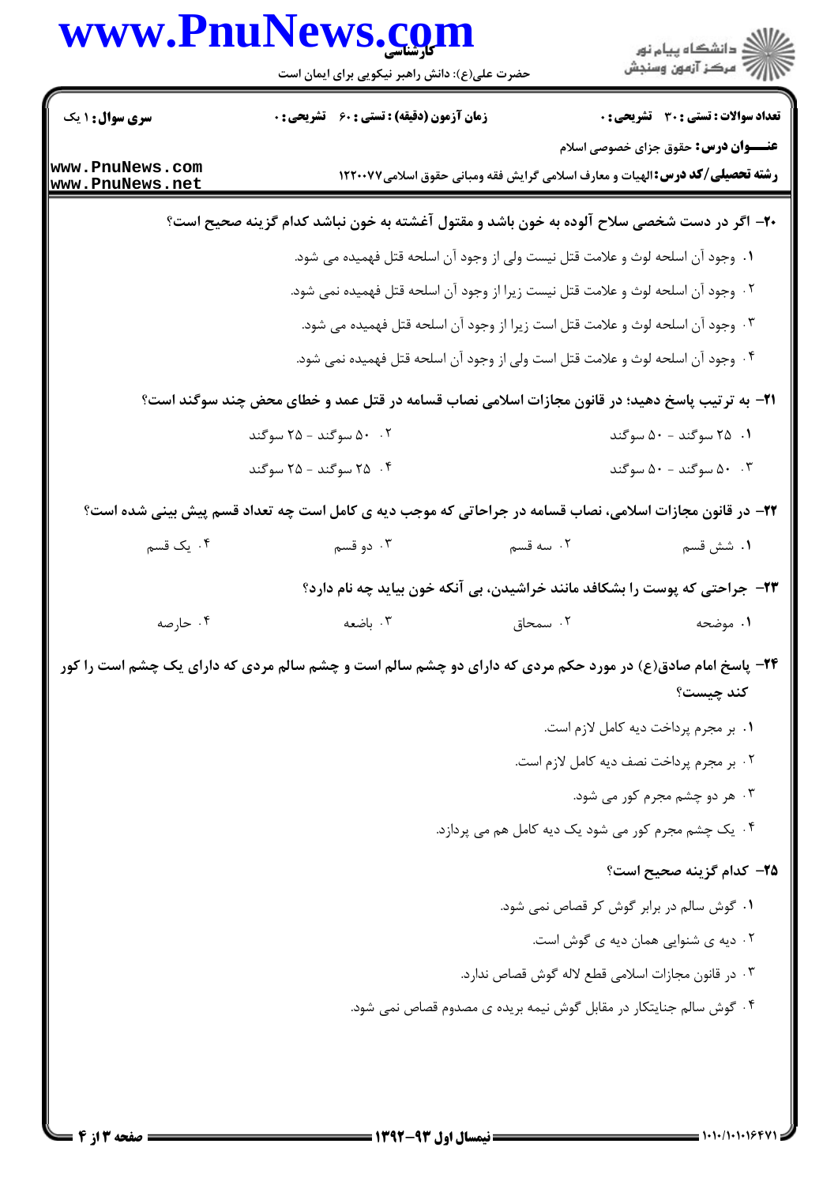۲۰- اگر در دست شخصی سلاح آلوده به خون باشد و مقتول آغشته به خون نباشد کدام گزینه صحیح است؟

۱. وجود آن اسلحه لوث و علامت قتل نیست ولی از وجود آن اسلحه قتل فهمیده می شود.

۲. وجود آن اسلحه لوث و علامت قتل نیست زیرا از وجود آن اسلحه قتل فهمیده نمی شود.

۳. وجود آن اسلحه لوث و علامت قتل است زیرا از وجود آن اسلحه قتل فهمیده می شود.

۴. وجود آن اسلحه لوث و علامت قتل است ولی از وجود آن اسلحه قتل فهمیده نمی شود.

۲۱- به ترتیب پاسخ دهید؛ در قانون مجازات اسلامی نصاب قسامه در قتل عمد و خطای محض چند سوگند است؟

۱. ۲۵ سوگند - ۵۰ سوگند

۲. ۵۰ سوگند - ۲۵ سوگند

۳. ۵۰ سوگند - ۵۰ سوگند

۴. ۲۵ سوگند - ۲۵ سوگند

۲۲- در قانون مجازات اسلامی، نصاب قسامه در جراحاتی که موجب دیه ی کامل است چه تعداد قسم پیش بینی شده است؟

۱. شش قسم

۲. سه قسم

۳. دو قسم

۴. یک قسم

۲۳- جراحتی که پوست را بشکافد مانند خراشیدن، بی آنکه خون بیاید چه نام دارد؟

۱. موضحه

۲. سمحاق

۳. باضعه

۴. حارصه

۲۴- پاسخ امام صادق(ع) در مورد حکم مردی که دارای دو چشم سالم است و چشم سالم مردی که دارای یک چشم است را کور کند چیست؟

۱. بر مجرم پرداخت دیه کامل لازم است.

۲. بر مجرم پرداخت نصف دیه کامل لازم است.

۳. هر دو چشم مجرم کور می شود.

۴. یک چشم مجرم کور می شود یک دیه کامل هم می پردازد.

۲۵- کدام گزینه صحیح است؟

۱. گوش سالم در برابر گوش کر قصاص نمی شود.

۲. دیه ی شنوایی همان دیه ی گوش است.

۳. در قانون مجازات اسلامی قطع لاله گوش قصاص ندارد.

۴. گوش سالم جنایتکار در مقابل گوش نیمه بریده ی مصدوم قصاص نمی شود.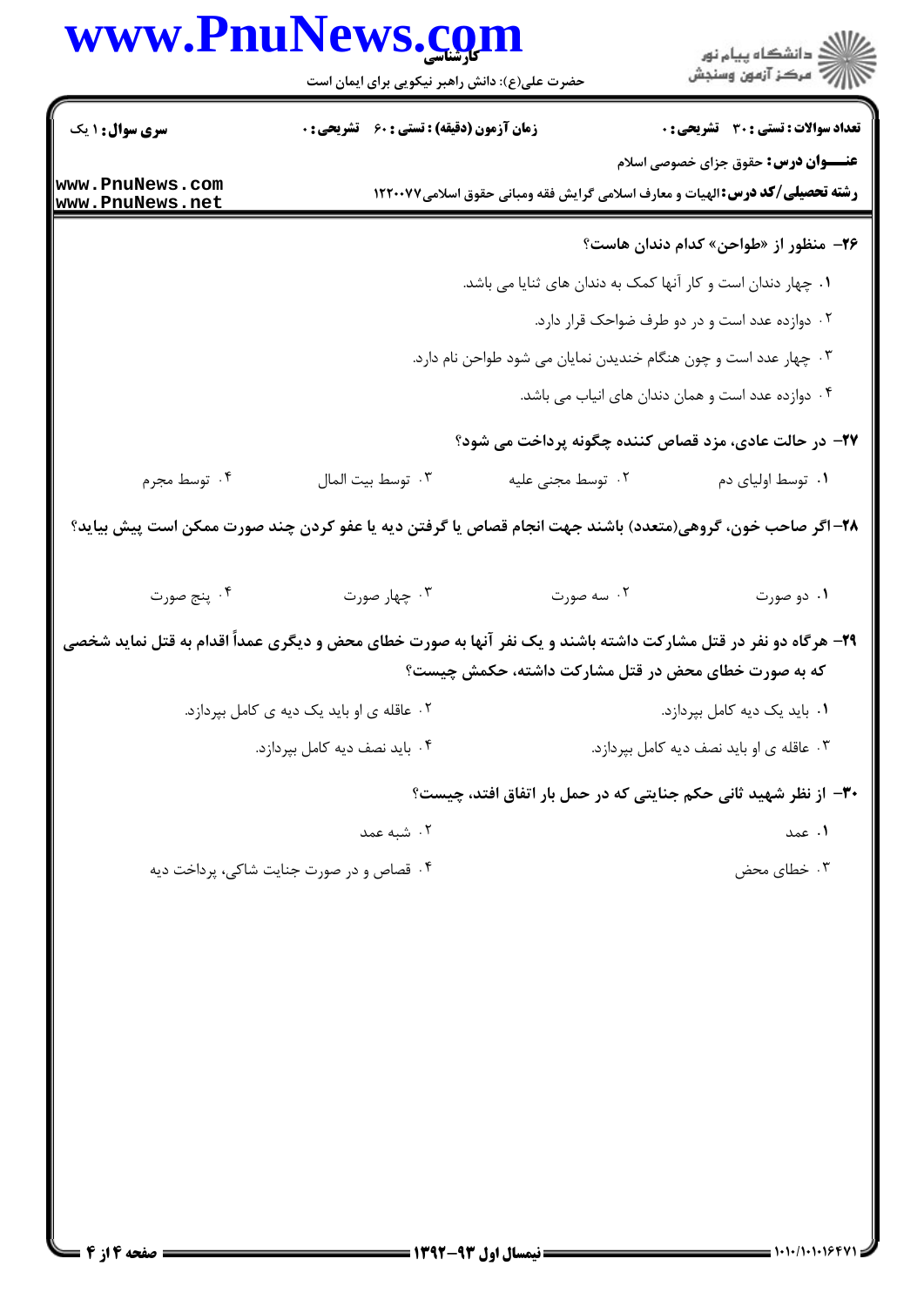**۲۶- منظور از «طواحن» کدام دندان هاست؟**

۱. چهار دندان است و کار آنها کمک به دندان های ثنایا می باشد.

۲. دوازده عدد است و در دو طرف ضواحک قرار دارد.

۳. چهار عدد است و چون هنگام خندیدن نمایان می شود طواحن نام دارد.

۴. دوازده عدد است و همان دندان های انیاب می باشد.

**۲۷- در حالت عادی، مزد قصاص کننده چگونه پرداخت می شود؟**

۱. توسط اولیای دم
۲. توسط مجنی علیه
۳. توسط بیت المال
۴. توسط مجرم

**۲۸- اگر صاحب خون، گروهی(متعدد) باشند جهت انجام قصاص یا گرفتن دیه یا عفو کردن چند صورت ممکن است پیش بیاید؟**

۱. دو صورت
۲. سه صورت
۳. چهار صورت
۴. پنج صورت

**۲۹- هرگاه دو نفر در قتل مشارکت داشته باشند و یک نفر آنها به صورت خطای محض و دیگری عمداً اقدام به قتل نماید شخصی که به صورت خطای محض در قتل مشارکت داشته، حکمش چیست؟**

۱. باید یک دیه کامل بپردازد.
۲. عاقله ی او باید یک دیه ی کامل بپردازد.
۳. عاقله ی او باید نصف دیه کامل بپردازد.
۴. باید نصف دیه کامل بپردازد.

**۳۰- از نظر شهید ثانی حکم جنایتی که در حمل بار اتفاق افتد، چیست؟**

۱. عمد
۲. شبه عمد
۳. خطای محض
۴. قصاص و در صورت جنایت شاکی، پرداخت دیه